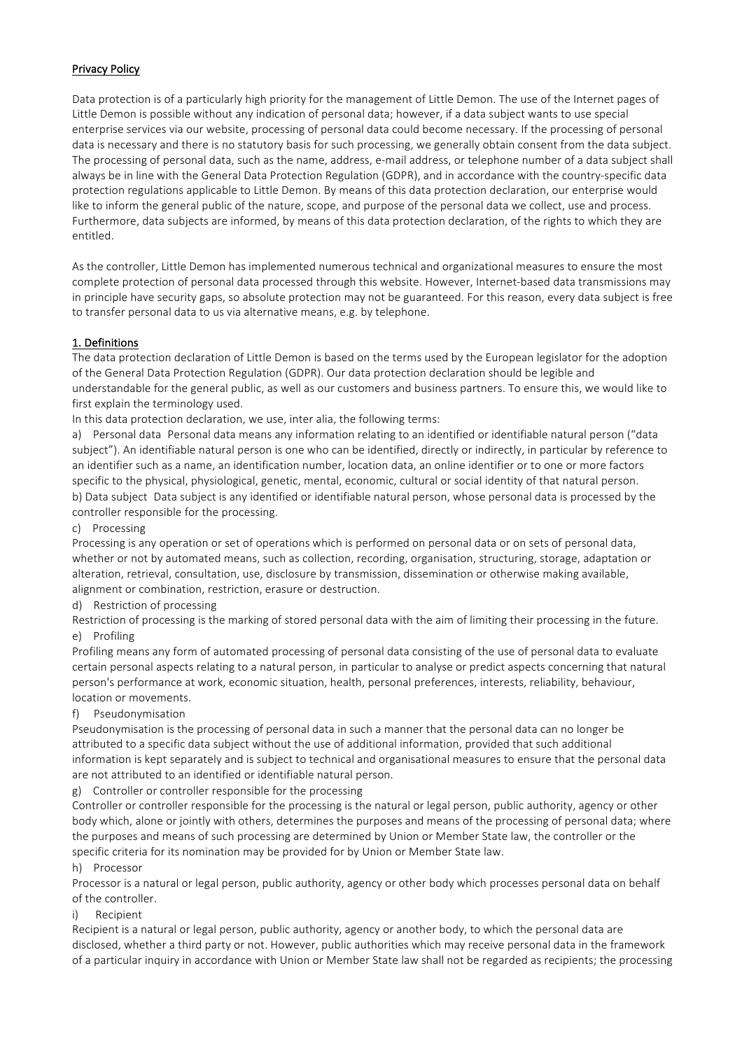**Privacy Policy**

Data protection is of a particularly high priority for the management of Little Demon. The use of the Internet pages of Little Demon is possible without any indication of personal data; however, if a data subject wants to use special enterprise services via our website, processing of personal data could become necessary. If the processing of personal data is necessary and there is no statutory basis for such processing, we generally obtain consent from the data subject. The processing of personal data, such as the name, address, e-mail address, or telephone number of a data subject shall always be in line with the General Data Protection Regulation (GDPR), and in accordance with the country-specific data protection regulations applicable to Little Demon. By means of this data protection declaration, our enterprise would like to inform the general public of the nature, scope, and purpose of the personal data we collect, use and process. Furthermore, data subjects are informed, by means of this data protection declaration, of the rights to which they are entitled.

As the controller, Little Demon has implemented numerous technical and organizational measures to ensure the most complete protection of personal data processed through this website. However, Internet-based data transmissions may in principle have security gaps, so absolute protection may not be guaranteed. For this reason, every data subject is free to transfer personal data to us via alternative means, e.g. by telephone.

## 1. Definitions

The data protection declaration of Little Demon is based on the terms used by the European legislator for the adoption of the General Data Protection Regulation (GDPR). Our data protection declaration should be legible and understandable for the general public, as well as our customers and business partners. To ensure this, we would like to first explain the terminology used.

In this data protection declaration, we use, inter alia, the following terms:

a) Personal data Personal data means any information relating to an identified or identifiable natural person ("data subject"). An identifiable natural person is one who can be identified, directly or indirectly, in particular by reference to an identifier such as a name, an identification number, location data, an online identifier or to one or more factors specific to the physical, physiological, genetic, mental, economic, cultural or social identity of that natural person.

b) Data subject Data subject is any identified or identifiable natural person, whose personal data is processed by the controller responsible for the processing.

c) Processing

Processing is any operation or set of operations which is performed on personal data or on sets of personal data, whether or not by automated means, such as collection, recording, organisation, structuring, storage, adaptation or alteration, retrieval, consultation, use, disclosure by transmission, dissemination or otherwise making available, alignment or combination, restriction, erasure or destruction.

d) Restriction of processing

Restriction of processing is the marking of stored personal data with the aim of limiting their processing in the future.

e) Profiling

Profiling means any form of automated processing of personal data consisting of the use of personal data to evaluate certain personal aspects relating to a natural person, in particular to analyse or predict aspects concerning that natural person's performance at work, economic situation, health, personal preferences, interests, reliability, behaviour, location or movements.

f) Pseudonymisation

Pseudonymisation is the processing of personal data in such a manner that the personal data can no longer be attributed to a specific data subject without the use of additional information, provided that such additional information is kept separately and is subject to technical and organisational measures to ensure that the personal data are not attributed to an identified or identifiable natural person.

g) Controller or controller responsible for the processing

Controller or controller responsible for the processing is the natural or legal person, public authority, agency or other body which, alone or jointly with others, determines the purposes and means of the processing of personal data; where the purposes and means of such processing are determined by Union or Member State law, the controller or the specific criteria for its nomination may be provided for by Union or Member State law.

h) Processor

Processor is a natural or legal person, public authority, agency or other body which processes personal data on behalf of the controller.

i) Recipient

Recipient is a natural or legal person, public authority, agency or another body, to which the personal data are disclosed, whether a third party or not. However, public authorities which may receive personal data in the framework of a particular inquiry in accordance with Union or Member State law shall not be regarded as recipients; the processing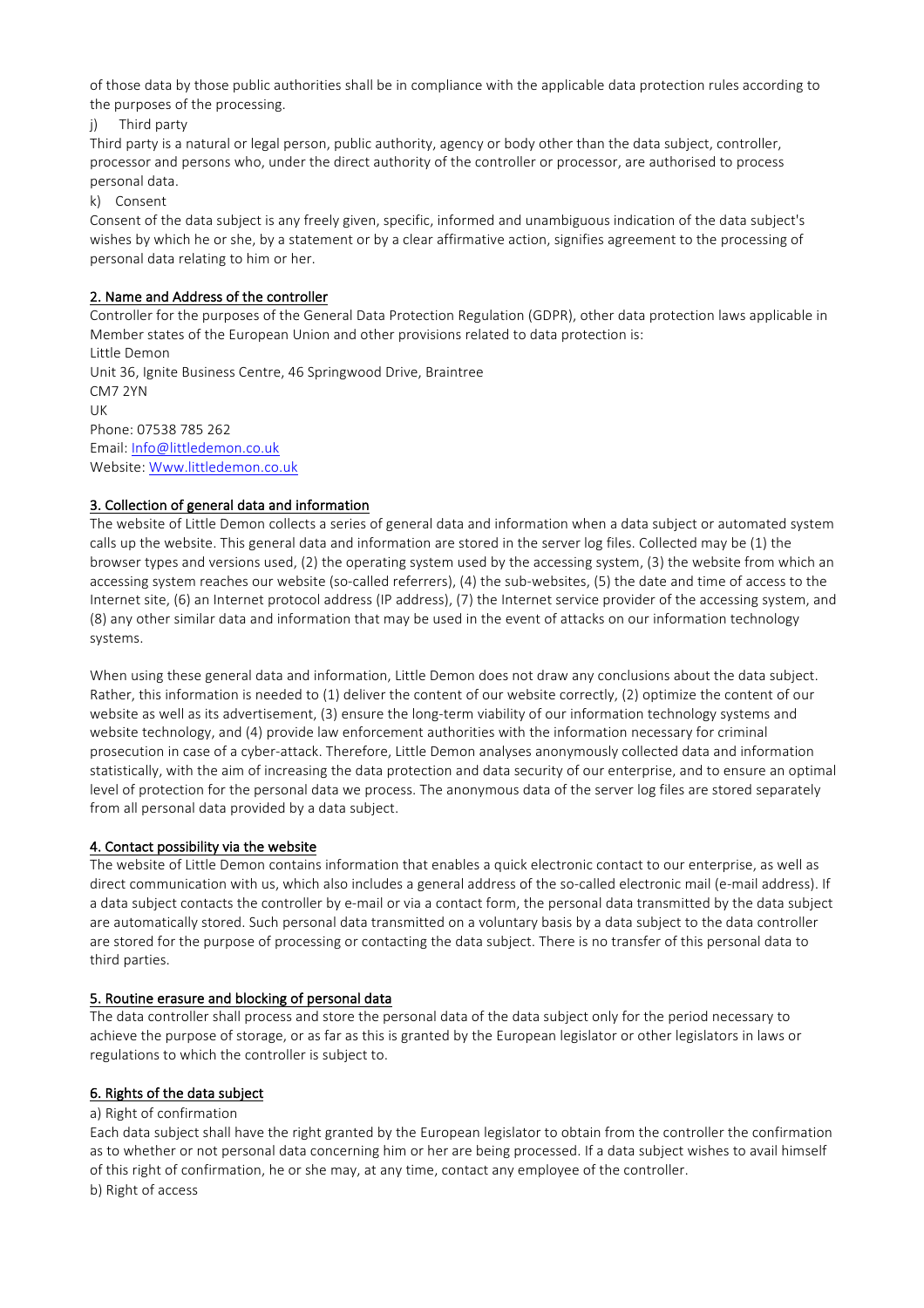of those data by those public authorities shall be in compliance with the applicable data protection rules according to the purposes of the processing.

j) Third party

Third party is a natural or legal person, public authority, agency or body other than the data subject, controller, processor and persons who, under the direct authority of the controller or processor, are authorised to process personal data.

k) Consent

Consent of the data subject is any freely given, specific, informed and unambiguous indication of the data subject's wishes by which he or she, by a statement or by a clear affirmative action, signifies agreement to the processing of personal data relating to him or her.

## 2. Name and Address of the controller

Controller for the purposes of the General Data Protection Regulation (GDPR), other data protection laws applicable in Member states of the European Union and other provisions related to data protection is:

Little Demon
Unit 36, Ignite Business Centre, 46 Springwood Drive, Braintree
CM7 2YN
UK
Phone: 07538 785 262
Email: Info@littledemon.co.uk
Website: Www.littledemon.co.uk

## 3. Collection of general data and information

The website of Little Demon collects a series of general data and information when a data subject or automated system calls up the website. This general data and information are stored in the server log files. Collected may be (1) the browser types and versions used, (2) the operating system used by the accessing system, (3) the website from which an accessing system reaches our website (so-called referrers), (4) the sub-websites, (5) the date and time of access to the Internet site, (6) an Internet protocol address (IP address), (7) the Internet service provider of the accessing system, and (8) any other similar data and information that may be used in the event of attacks on our information technology systems.

When using these general data and information, Little Demon does not draw any conclusions about the data subject. Rather, this information is needed to (1) deliver the content of our website correctly, (2) optimize the content of our website as well as its advertisement, (3) ensure the long-term viability of our information technology systems and website technology, and (4) provide law enforcement authorities with the information necessary for criminal prosecution in case of a cyber-attack. Therefore, Little Demon analyses anonymously collected data and information statistically, with the aim of increasing the data protection and data security of our enterprise, and to ensure an optimal level of protection for the personal data we process. The anonymous data of the server log files are stored separately from all personal data provided by a data subject.

## 4. Contact possibility via the website

The website of Little Demon contains information that enables a quick electronic contact to our enterprise, as well as direct communication with us, which also includes a general address of the so-called electronic mail (e-mail address). If a data subject contacts the controller by e-mail or via a contact form, the personal data transmitted by the data subject are automatically stored. Such personal data transmitted on a voluntary basis by a data subject to the data controller are stored for the purpose of processing or contacting the data subject. There is no transfer of this personal data to third parties.

## 5. Routine erasure and blocking of personal data

The data controller shall process and store the personal data of the data subject only for the period necessary to achieve the purpose of storage, or as far as this is granted by the European legislator or other legislators in laws or regulations to which the controller is subject to.

## 6. Rights of the data subject

a) Right of confirmation

Each data subject shall have the right granted by the European legislator to obtain from the controller the confirmation as to whether or not personal data concerning him or her are being processed. If a data subject wishes to avail himself of this right of confirmation, he or she may, at any time, contact any employee of the controller.

b) Right of access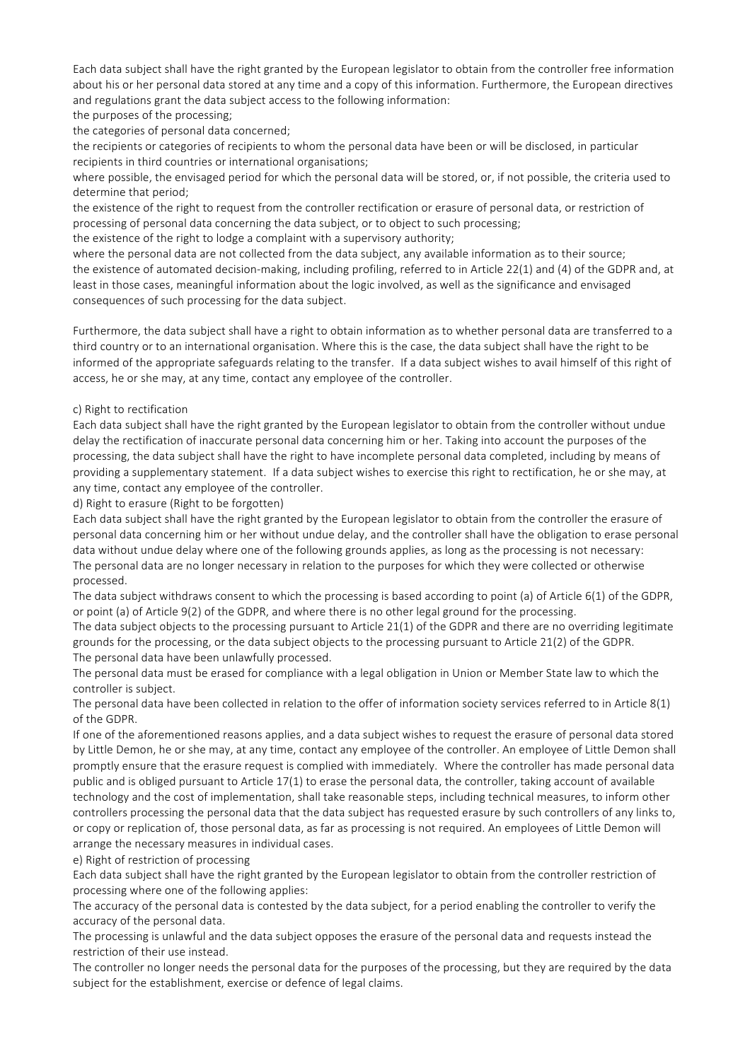Each data subject shall have the right granted by the European legislator to obtain from the controller free information about his or her personal data stored at any time and a copy of this information. Furthermore, the European directives and regulations grant the data subject access to the following information:

the purposes of the processing;

the categories of personal data concerned;

the recipients or categories of recipients to whom the personal data have been or will be disclosed, in particular recipients in third countries or international organisations;

where possible, the envisaged period for which the personal data will be stored, or, if not possible, the criteria used to determine that period;

the existence of the right to request from the controller rectification or erasure of personal data, or restriction of processing of personal data concerning the data subject, or to object to such processing;

the existence of the right to lodge a complaint with a supervisory authority;

where the personal data are not collected from the data subject, any available information as to their source;

the existence of automated decision-making, including profiling, referred to in Article 22(1) and (4) of the GDPR and, at least in those cases, meaningful information about the logic involved, as well as the significance and envisaged consequences of such processing for the data subject.

Furthermore, the data subject shall have a right to obtain information as to whether personal data are transferred to a third country or to an international organisation. Where this is the case, the data subject shall have the right to be informed of the appropriate safeguards relating to the transfer. If a data subject wishes to avail himself of this right of access, he or she may, at any time, contact any employee of the controller.

c) Right to rectification

Each data subject shall have the right granted by the European legislator to obtain from the controller without undue delay the rectification of inaccurate personal data concerning him or her. Taking into account the purposes of the processing, the data subject shall have the right to have incomplete personal data completed, including by means of providing a supplementary statement. If a data subject wishes to exercise this right to rectification, he or she may, at any time, contact any employee of the controller.

d) Right to erasure (Right to be forgotten)

Each data subject shall have the right granted by the European legislator to obtain from the controller the erasure of personal data concerning him or her without undue delay, and the controller shall have the obligation to erase personal data without undue delay where one of the following grounds applies, as long as the processing is not necessary:

The personal data are no longer necessary in relation to the purposes for which they were collected or otherwise processed.

The data subject withdraws consent to which the processing is based according to point (a) of Article 6(1) of the GDPR, or point (a) of Article 9(2) of the GDPR, and where there is no other legal ground for the processing.

The data subject objects to the processing pursuant to Article 21(1) of the GDPR and there are no overriding legitimate grounds for the processing, or the data subject objects to the processing pursuant to Article 21(2) of the GDPR.

The personal data have been unlawfully processed.

The personal data must be erased for compliance with a legal obligation in Union or Member State law to which the controller is subject.

The personal data have been collected in relation to the offer of information society services referred to in Article 8(1) of the GDPR.

If one of the aforementioned reasons applies, and a data subject wishes to request the erasure of personal data stored by Little Demon, he or she may, at any time, contact any employee of the controller. An employee of Little Demon shall promptly ensure that the erasure request is complied with immediately. Where the controller has made personal data public and is obliged pursuant to Article 17(1) to erase the personal data, the controller, taking account of available technology and the cost of implementation, shall take reasonable steps, including technical measures, to inform other controllers processing the personal data that the data subject has requested erasure by such controllers of any links to, or copy or replication of, those personal data, as far as processing is not required. An employees of Little Demon will arrange the necessary measures in individual cases.

e) Right of restriction of processing

Each data subject shall have the right granted by the European legislator to obtain from the controller restriction of processing where one of the following applies:

The accuracy of the personal data is contested by the data subject, for a period enabling the controller to verify the accuracy of the personal data.

The processing is unlawful and the data subject opposes the erasure of the personal data and requests instead the restriction of their use instead.

The controller no longer needs the personal data for the purposes of the processing, but they are required by the data subject for the establishment, exercise or defence of legal claims.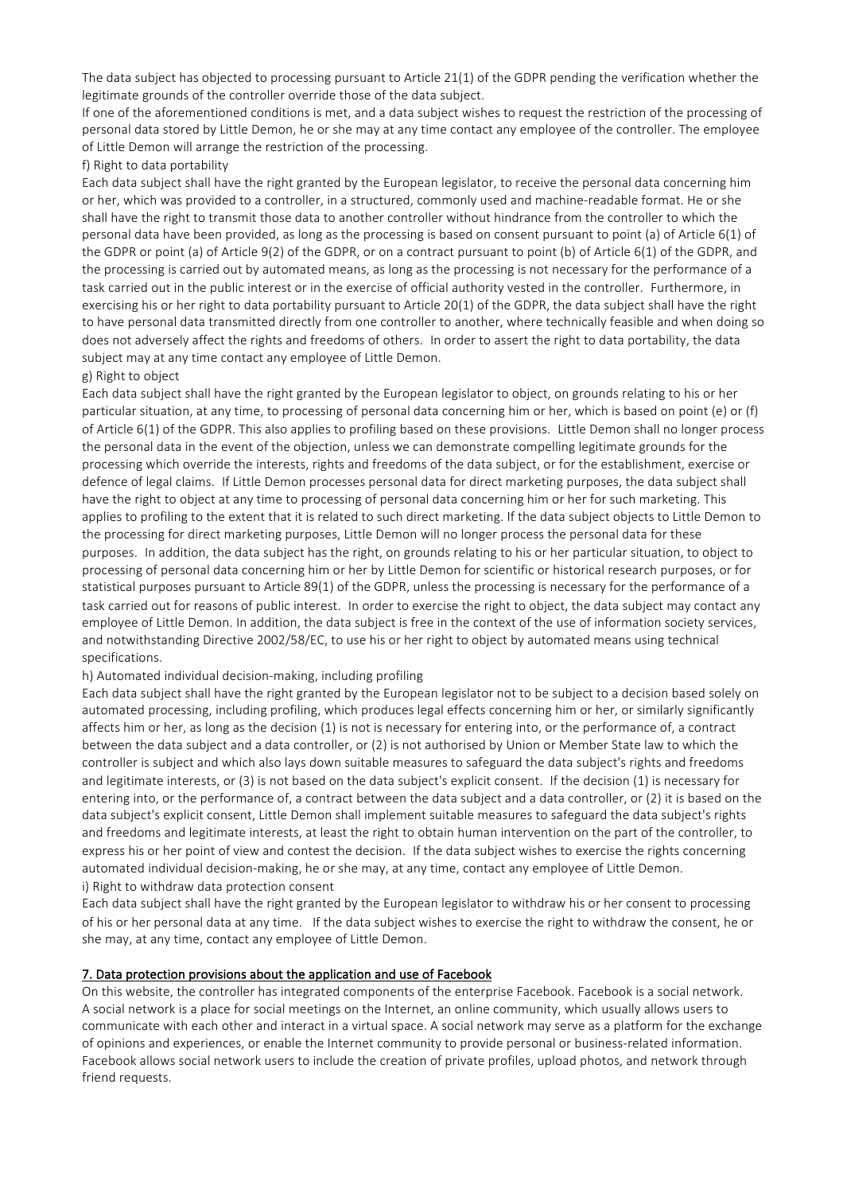The data subject has objected to processing pursuant to Article 21(1) of the GDPR pending the verification whether the legitimate grounds of the controller override those of the data subject.

If one of the aforementioned conditions is met, and a data subject wishes to request the restriction of the processing of personal data stored by Little Demon, he or she may at any time contact any employee of the controller. The employee of Little Demon will arrange the restriction of the processing.

f) Right to data portability

Each data subject shall have the right granted by the European legislator, to receive the personal data concerning him or her, which was provided to a controller, in a structured, commonly used and machine-readable format. He or she shall have the right to transmit those data to another controller without hindrance from the controller to which the personal data have been provided, as long as the processing is based on consent pursuant to point (a) of Article 6(1) of the GDPR or point (a) of Article 9(2) of the GDPR, or on a contract pursuant to point (b) of Article 6(1) of the GDPR, and the processing is carried out by automated means, as long as the processing is not necessary for the performance of a task carried out in the public interest or in the exercise of official authority vested in the controller. Furthermore, in exercising his or her right to data portability pursuant to Article 20(1) of the GDPR, the data subject shall have the right to have personal data transmitted directly from one controller to another, where technically feasible and when doing so does not adversely affect the rights and freedoms of others. In order to assert the right to data portability, the data subject may at any time contact any employee of Little Demon.

g) Right to object

Each data subject shall have the right granted by the European legislator to object, on grounds relating to his or her particular situation, at any time, to processing of personal data concerning him or her, which is based on point (e) or (f) of Article 6(1) of the GDPR. This also applies to profiling based on these provisions. Little Demon shall no longer process the personal data in the event of the objection, unless we can demonstrate compelling legitimate grounds for the processing which override the interests, rights and freedoms of the data subject, or for the establishment, exercise or defence of legal claims. If Little Demon processes personal data for direct marketing purposes, the data subject shall have the right to object at any time to processing of personal data concerning him or her for such marketing. This applies to profiling to the extent that it is related to such direct marketing. If the data subject objects to Little Demon to the processing for direct marketing purposes, Little Demon will no longer process the personal data for these purposes. In addition, the data subject has the right, on grounds relating to his or her particular situation, to object to processing of personal data concerning him or her by Little Demon for scientific or historical research purposes, or for statistical purposes pursuant to Article 89(1) of the GDPR, unless the processing is necessary for the performance of a task carried out for reasons of public interest. In order to exercise the right to object, the data subject may contact any employee of Little Demon. In addition, the data subject is free in the context of the use of information society services, and notwithstanding Directive 2002/58/EC, to use his or her right to object by automated means using technical specifications.

h) Automated individual decision-making, including profiling

Each data subject shall have the right granted by the European legislator not to be subject to a decision based solely on automated processing, including profiling, which produces legal effects concerning him or her, or similarly significantly affects him or her, as long as the decision (1) is not is necessary for entering into, or the performance of, a contract between the data subject and a data controller, or (2) is not authorised by Union or Member State law to which the controller is subject and which also lays down suitable measures to safeguard the data subject's rights and freedoms and legitimate interests, or (3) is not based on the data subject's explicit consent. If the decision (1) is necessary for entering into, or the performance of, a contract between the data subject and a data controller, or (2) it is based on the data subject's explicit consent, Little Demon shall implement suitable measures to safeguard the data subject's rights and freedoms and legitimate interests, at least the right to obtain human intervention on the part of the controller, to express his or her point of view and contest the decision. If the data subject wishes to exercise the rights concerning automated individual decision-making, he or she may, at any time, contact any employee of Little Demon.

i) Right to withdraw data protection consent

Each data subject shall have the right granted by the European legislator to withdraw his or her consent to processing of his or her personal data at any time. If the data subject wishes to exercise the right to withdraw the consent, he or she may, at any time, contact any employee of Little Demon.

## 7. Data protection provisions about the application and use of Facebook

On this website, the controller has integrated components of the enterprise Facebook. Facebook is a social network. A social network is a place for social meetings on the Internet, an online community, which usually allows users to communicate with each other and interact in a virtual space. A social network may serve as a platform for the exchange of opinions and experiences, or enable the Internet community to provide personal or business-related information. Facebook allows social network users to include the creation of private profiles, upload photos, and network through friend requests.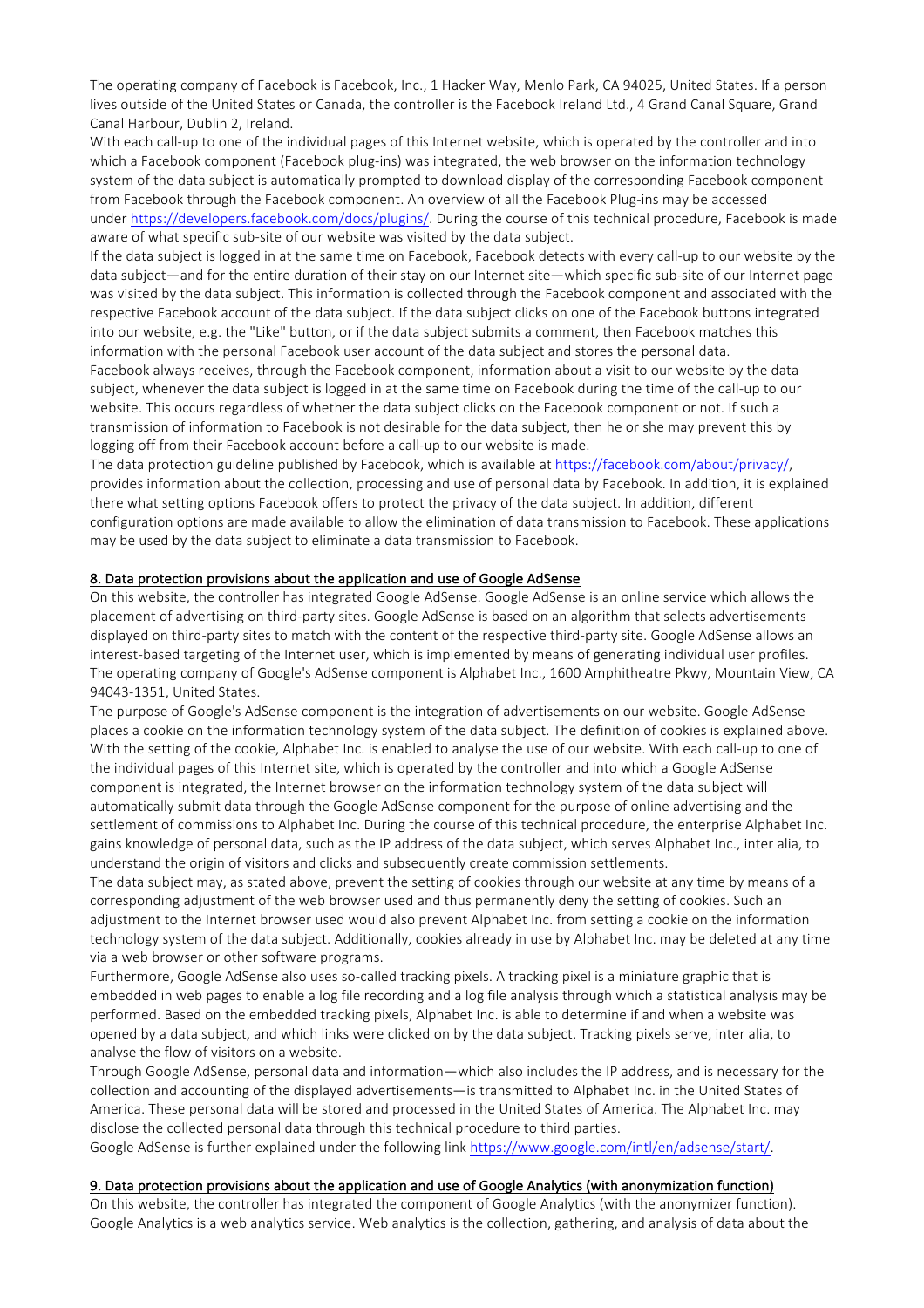The operating company of Facebook is Facebook, Inc., 1 Hacker Way, Menlo Park, CA 94025, United States. If a person lives outside of the United States or Canada, the controller is the Facebook Ireland Ltd., 4 Grand Canal Square, Grand Canal Harbour, Dublin 2, Ireland.

With each call-up to one of the individual pages of this Internet website, which is operated by the controller and into which a Facebook component (Facebook plug-ins) was integrated, the web browser on the information technology system of the data subject is automatically prompted to download display of the corresponding Facebook component from Facebook through the Facebook component. An overview of all the Facebook Plug-ins may be accessed under https://developers.facebook.com/docs/plugins/. During the course of this technical procedure, Facebook is made aware of what specific sub-site of our website was visited by the data subject.

If the data subject is logged in at the same time on Facebook, Facebook detects with every call-up to our website by the data subject—and for the entire duration of their stay on our Internet site—which specific sub-site of our Internet page was visited by the data subject. This information is collected through the Facebook component and associated with the respective Facebook account of the data subject. If the data subject clicks on one of the Facebook buttons integrated into our website, e.g. the "Like" button, or if the data subject submits a comment, then Facebook matches this information with the personal Facebook user account of the data subject and stores the personal data.

Facebook always receives, through the Facebook component, information about a visit to our website by the data subject, whenever the data subject is logged in at the same time on Facebook during the time of the call-up to our website. This occurs regardless of whether the data subject clicks on the Facebook component or not. If such a transmission of information to Facebook is not desirable for the data subject, then he or she may prevent this by logging off from their Facebook account before a call-up to our website is made.

The data protection guideline published by Facebook, which is available at https://facebook.com/about/privacy/, provides information about the collection, processing and use of personal data by Facebook. In addition, it is explained there what setting options Facebook offers to protect the privacy of the data subject. In addition, different configuration options are made available to allow the elimination of data transmission to Facebook. These applications may be used by the data subject to eliminate a data transmission to Facebook.

## 8. Data protection provisions about the application and use of Google AdSense

On this website, the controller has integrated Google AdSense. Google AdSense is an online service which allows the placement of advertising on third-party sites. Google AdSense is based on an algorithm that selects advertisements displayed on third-party sites to match with the content of the respective third-party site. Google AdSense allows an interest-based targeting of the Internet user, which is implemented by means of generating individual user profiles.

The operating company of Google's AdSense component is Alphabet Inc., 1600 Amphitheatre Pkwy, Mountain View, CA 94043-1351, United States.

The purpose of Google's AdSense component is the integration of advertisements on our website. Google AdSense places a cookie on the information technology system of the data subject. The definition of cookies is explained above. With the setting of the cookie, Alphabet Inc. is enabled to analyse the use of our website. With each call-up to one of the individual pages of this Internet site, which is operated by the controller and into which a Google AdSense component is integrated, the Internet browser on the information technology system of the data subject will automatically submit data through the Google AdSense component for the purpose of online advertising and the settlement of commissions to Alphabet Inc. During the course of this technical procedure, the enterprise Alphabet Inc. gains knowledge of personal data, such as the IP address of the data subject, which serves Alphabet Inc., inter alia, to understand the origin of visitors and clicks and subsequently create commission settlements.

The data subject may, as stated above, prevent the setting of cookies through our website at any time by means of a corresponding adjustment of the web browser used and thus permanently deny the setting of cookies. Such an adjustment to the Internet browser used would also prevent Alphabet Inc. from setting a cookie on the information technology system of the data subject. Additionally, cookies already in use by Alphabet Inc. may be deleted at any time via a web browser or other software programs.

Furthermore, Google AdSense also uses so-called tracking pixels. A tracking pixel is a miniature graphic that is embedded in web pages to enable a log file recording and a log file analysis through which a statistical analysis may be performed. Based on the embedded tracking pixels, Alphabet Inc. is able to determine if and when a website was opened by a data subject, and which links were clicked on by the data subject. Tracking pixels serve, inter alia, to analyse the flow of visitors on a website.

Through Google AdSense, personal data and information—which also includes the IP address, and is necessary for the collection and accounting of the displayed advertisements—is transmitted to Alphabet Inc. in the United States of America. These personal data will be stored and processed in the United States of America. The Alphabet Inc. may disclose the collected personal data through this technical procedure to third parties.

Google AdSense is further explained under the following link https://www.google.com/intl/en/adsense/start/.

## 9. Data protection provisions about the application and use of Google Analytics (with anonymization function)

On this website, the controller has integrated the component of Google Analytics (with the anonymizer function). Google Analytics is a web analytics service. Web analytics is the collection, gathering, and analysis of data about the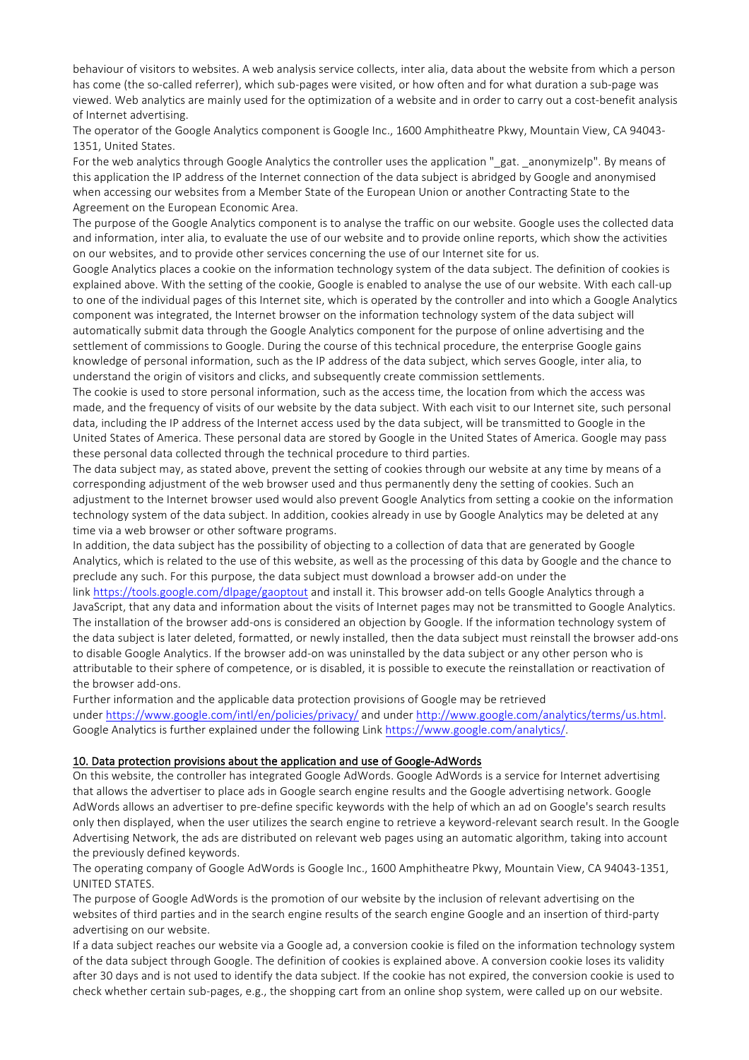behaviour of visitors to websites. A web analysis service collects, inter alia, data about the website from which a person has come (the so-called referrer), which sub-pages were visited, or how often and for what duration a sub-page was viewed. Web analytics are mainly used for the optimization of a website and in order to carry out a cost-benefit analysis of Internet advertising.

The operator of the Google Analytics component is Google Inc., 1600 Amphitheatre Pkwy, Mountain View, CA 94043-1351, United States.

For the web analytics through Google Analytics the controller uses the application "_gat. _anonymizeIp". By means of this application the IP address of the Internet connection of the data subject is abridged by Google and anonymised when accessing our websites from a Member State of the European Union or another Contracting State to the Agreement on the European Economic Area.

The purpose of the Google Analytics component is to analyse the traffic on our website. Google uses the collected data and information, inter alia, to evaluate the use of our website and to provide online reports, which show the activities on our websites, and to provide other services concerning the use of our Internet site for us.

Google Analytics places a cookie on the information technology system of the data subject. The definition of cookies is explained above. With the setting of the cookie, Google is enabled to analyse the use of our website. With each call-up to one of the individual pages of this Internet site, which is operated by the controller and into which a Google Analytics component was integrated, the Internet browser on the information technology system of the data subject will automatically submit data through the Google Analytics component for the purpose of online advertising and the settlement of commissions to Google. During the course of this technical procedure, the enterprise Google gains knowledge of personal information, such as the IP address of the data subject, which serves Google, inter alia, to understand the origin of visitors and clicks, and subsequently create commission settlements.

The cookie is used to store personal information, such as the access time, the location from which the access was made, and the frequency of visits of our website by the data subject. With each visit to our Internet site, such personal data, including the IP address of the Internet access used by the data subject, will be transmitted to Google in the United States of America. These personal data are stored by Google in the United States of America. Google may pass these personal data collected through the technical procedure to third parties.

The data subject may, as stated above, prevent the setting of cookies through our website at any time by means of a corresponding adjustment of the web browser used and thus permanently deny the setting of cookies. Such an adjustment to the Internet browser used would also prevent Google Analytics from setting a cookie on the information technology system of the data subject. In addition, cookies already in use by Google Analytics may be deleted at any time via a web browser or other software programs.

In addition, the data subject has the possibility of objecting to a collection of data that are generated by Google Analytics, which is related to the use of this website, as well as the processing of this data by Google and the chance to preclude any such. For this purpose, the data subject must download a browser add-on under the link https://tools.google.com/dlpage/gaoptout and install it. This browser add-on tells Google Analytics through a JavaScript, that any data and information about the visits of Internet pages may not be transmitted to Google Analytics. The installation of the browser add-ons is considered an objection by Google. If the information technology system of the data subject is later deleted, formatted, or newly installed, then the data subject must reinstall the browser add-ons to disable Google Analytics. If the browser add-on was uninstalled by the data subject or any other person who is attributable to their sphere of competence, or is disabled, it is possible to execute the reinstallation or reactivation of the browser add-ons.

Further information and the applicable data protection provisions of Google may be retrieved under https://www.google.com/intl/en/policies/privacy/ and under http://www.google.com/analytics/terms/us.html. Google Analytics is further explained under the following Link https://www.google.com/analytics/.

## 10. Data protection provisions about the application and use of Google-AdWords

On this website, the controller has integrated Google AdWords. Google AdWords is a service for Internet advertising that allows the advertiser to place ads in Google search engine results and the Google advertising network. Google AdWords allows an advertiser to pre-define specific keywords with the help of which an ad on Google's search results only then displayed, when the user utilizes the search engine to retrieve a keyword-relevant search result. In the Google Advertising Network, the ads are distributed on relevant web pages using an automatic algorithm, taking into account the previously defined keywords.

The operating company of Google AdWords is Google Inc., 1600 Amphitheatre Pkwy, Mountain View, CA 94043-1351, UNITED STATES.

The purpose of Google AdWords is the promotion of our website by the inclusion of relevant advertising on the websites of third parties and in the search engine results of the search engine Google and an insertion of third-party advertising on our website.

If a data subject reaches our website via a Google ad, a conversion cookie is filed on the information technology system of the data subject through Google. The definition of cookies is explained above. A conversion cookie loses its validity after 30 days and is not used to identify the data subject. If the cookie has not expired, the conversion cookie is used to check whether certain sub-pages, e.g., the shopping cart from an online shop system, were called up on our website.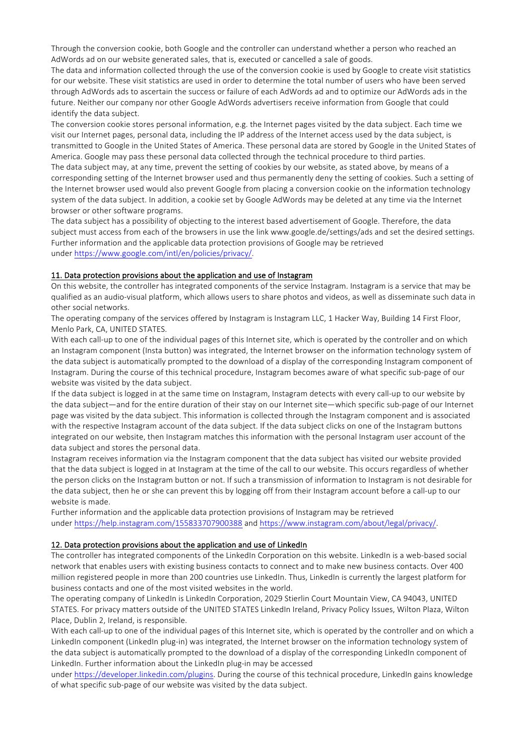Through the conversion cookie, both Google and the controller can understand whether a person who reached an AdWords ad on our website generated sales, that is, executed or cancelled a sale of goods.

The data and information collected through the use of the conversion cookie is used by Google to create visit statistics for our website. These visit statistics are used in order to determine the total number of users who have been served through AdWords ads to ascertain the success or failure of each AdWords ad and to optimize our AdWords ads in the future. Neither our company nor other Google AdWords advertisers receive information from Google that could identify the data subject.

The conversion cookie stores personal information, e.g. the Internet pages visited by the data subject. Each time we visit our Internet pages, personal data, including the IP address of the Internet access used by the data subject, is transmitted to Google in the United States of America. These personal data are stored by Google in the United States of America. Google may pass these personal data collected through the technical procedure to third parties.

The data subject may, at any time, prevent the setting of cookies by our website, as stated above, by means of a corresponding setting of the Internet browser used and thus permanently deny the setting of cookies. Such a setting of the Internet browser used would also prevent Google from placing a conversion cookie on the information technology system of the data subject. In addition, a cookie set by Google AdWords may be deleted at any time via the Internet browser or other software programs.

The data subject has a possibility of objecting to the interest based advertisement of Google. Therefore, the data subject must access from each of the browsers in use the link www.google.de/settings/ads and set the desired settings. Further information and the applicable data protection provisions of Google may be retrieved under https://www.google.com/intl/en/policies/privacy/.

## 11. Data protection provisions about the application and use of Instagram

On this website, the controller has integrated components of the service Instagram. Instagram is a service that may be qualified as an audio-visual platform, which allows users to share photos and videos, as well as disseminate such data in other social networks.

The operating company of the services offered by Instagram is Instagram LLC, 1 Hacker Way, Building 14 First Floor, Menlo Park, CA, UNITED STATES.

With each call-up to one of the individual pages of this Internet site, which is operated by the controller and on which an Instagram component (Insta button) was integrated, the Internet browser on the information technology system of the data subject is automatically prompted to the download of a display of the corresponding Instagram component of Instagram. During the course of this technical procedure, Instagram becomes aware of what specific sub-page of our website was visited by the data subject.

If the data subject is logged in at the same time on Instagram, Instagram detects with every call-up to our website by the data subject—and for the entire duration of their stay on our Internet site—which specific sub-page of our Internet page was visited by the data subject. This information is collected through the Instagram component and is associated with the respective Instagram account of the data subject. If the data subject clicks on one of the Instagram buttons integrated on our website, then Instagram matches this information with the personal Instagram user account of the data subject and stores the personal data.

Instagram receives information via the Instagram component that the data subject has visited our website provided that the data subject is logged in at Instagram at the time of the call to our website. This occurs regardless of whether the person clicks on the Instagram button or not. If such a transmission of information to Instagram is not desirable for the data subject, then he or she can prevent this by logging off from their Instagram account before a call-up to our website is made.

Further information and the applicable data protection provisions of Instagram may be retrieved under https://help.instagram.com/155833707900388 and https://www.instagram.com/about/legal/privacy/.

## 12. Data protection provisions about the application and use of LinkedIn

The controller has integrated components of the LinkedIn Corporation on this website. LinkedIn is a web-based social network that enables users with existing business contacts to connect and to make new business contacts. Over 400 million registered people in more than 200 countries use LinkedIn. Thus, LinkedIn is currently the largest platform for business contacts and one of the most visited websites in the world.

The operating company of LinkedIn is LinkedIn Corporation, 2029 Stierlin Court Mountain View, CA 94043, UNITED STATES. For privacy matters outside of the UNITED STATES LinkedIn Ireland, Privacy Policy Issues, Wilton Plaza, Wilton Place, Dublin 2, Ireland, is responsible.

With each call-up to one of the individual pages of this Internet site, which is operated by the controller and on which a LinkedIn component (LinkedIn plug-in) was integrated, the Internet browser on the information technology system of the data subject is automatically prompted to the download of a display of the corresponding LinkedIn component of LinkedIn. Further information about the LinkedIn plug-in may be accessed under https://developer.linkedin.com/plugins. During the course of this technical procedure, LinkedIn gains knowledge of what specific sub-page of our website was visited by the data subject.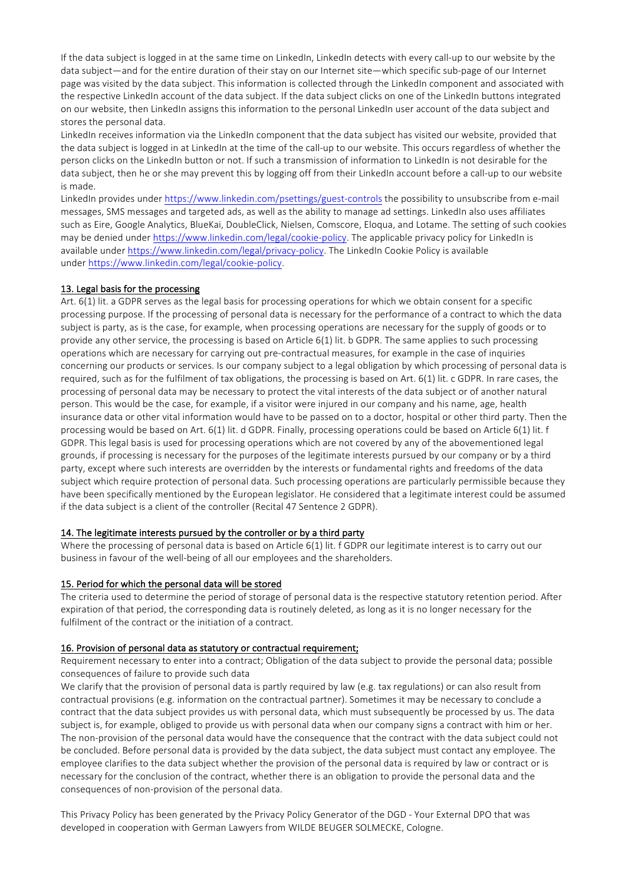If the data subject is logged in at the same time on LinkedIn, LinkedIn detects with every call-up to our website by the data subject—and for the entire duration of their stay on our Internet site—which specific sub-page of our Internet page was visited by the data subject. This information is collected through the LinkedIn component and associated with the respective LinkedIn account of the data subject. If the data subject clicks on one of the LinkedIn buttons integrated on our website, then LinkedIn assigns this information to the personal LinkedIn user account of the data subject and stores the personal data.

LinkedIn receives information via the LinkedIn component that the data subject has visited our website, provided that the data subject is logged in at LinkedIn at the time of the call-up to our website. This occurs regardless of whether the person clicks on the LinkedIn button or not. If such a transmission of information to LinkedIn is not desirable for the data subject, then he or she may prevent this by logging off from their LinkedIn account before a call-up to our website is made.

LinkedIn provides under https://www.linkedin.com/psettings/guest-controls the possibility to unsubscribe from e-mail messages, SMS messages and targeted ads, as well as the ability to manage ad settings. LinkedIn also uses affiliates such as Eire, Google Analytics, BlueKai, DoubleClick, Nielsen, Comscore, Eloqua, and Lotame. The setting of such cookies may be denied under https://www.linkedin.com/legal/cookie-policy. The applicable privacy policy for LinkedIn is available under https://www.linkedin.com/legal/privacy-policy. The LinkedIn Cookie Policy is available under https://www.linkedin.com/legal/cookie-policy.

## 13. Legal basis for the processing

Art. 6(1) lit. a GDPR serves as the legal basis for processing operations for which we obtain consent for a specific processing purpose. If the processing of personal data is necessary for the performance of a contract to which the data subject is party, as is the case, for example, when processing operations are necessary for the supply of goods or to provide any other service, the processing is based on Article 6(1) lit. b GDPR. The same applies to such processing operations which are necessary for carrying out pre-contractual measures, for example in the case of inquiries concerning our products or services. Is our company subject to a legal obligation by which processing of personal data is required, such as for the fulfilment of tax obligations, the processing is based on Art. 6(1) lit. c GDPR. In rare cases, the processing of personal data may be necessary to protect the vital interests of the data subject or of another natural person. This would be the case, for example, if a visitor were injured in our company and his name, age, health insurance data or other vital information would have to be passed on to a doctor, hospital or other third party. Then the processing would be based on Art. 6(1) lit. d GDPR. Finally, processing operations could be based on Article 6(1) lit. f GDPR. This legal basis is used for processing operations which are not covered by any of the abovementioned legal grounds, if processing is necessary for the purposes of the legitimate interests pursued by our company or by a third party, except where such interests are overridden by the interests or fundamental rights and freedoms of the data subject which require protection of personal data. Such processing operations are particularly permissible because they have been specifically mentioned by the European legislator. He considered that a legitimate interest could be assumed if the data subject is a client of the controller (Recital 47 Sentence 2 GDPR).

## 14. The legitimate interests pursued by the controller or by a third party

Where the processing of personal data is based on Article 6(1) lit. f GDPR our legitimate interest is to carry out our business in favour of the well-being of all our employees and the shareholders.

## 15. Period for which the personal data will be stored

The criteria used to determine the period of storage of personal data is the respective statutory retention period. After expiration of that period, the corresponding data is routinely deleted, as long as it is no longer necessary for the fulfilment of the contract or the initiation of a contract.

## 16. Provision of personal data as statutory or contractual requirement;

Requirement necessary to enter into a contract; Obligation of the data subject to provide the personal data; possible consequences of failure to provide such data

We clarify that the provision of personal data is partly required by law (e.g. tax regulations) or can also result from contractual provisions (e.g. information on the contractual partner). Sometimes it may be necessary to conclude a contract that the data subject provides us with personal data, which must subsequently be processed by us. The data subject is, for example, obliged to provide us with personal data when our company signs a contract with him or her. The non-provision of the personal data would have the consequence that the contract with the data subject could not be concluded. Before personal data is provided by the data subject, the data subject must contact any employee. The employee clarifies to the data subject whether the provision of the personal data is required by law or contract or is necessary for the conclusion of the contract, whether there is an obligation to provide the personal data and the consequences of non-provision of the personal data.

This Privacy Policy has been generated by the Privacy Policy Generator of the DGD - Your External DPO that was developed in cooperation with German Lawyers from WILDE BEUGER SOLMECKE, Cologne.